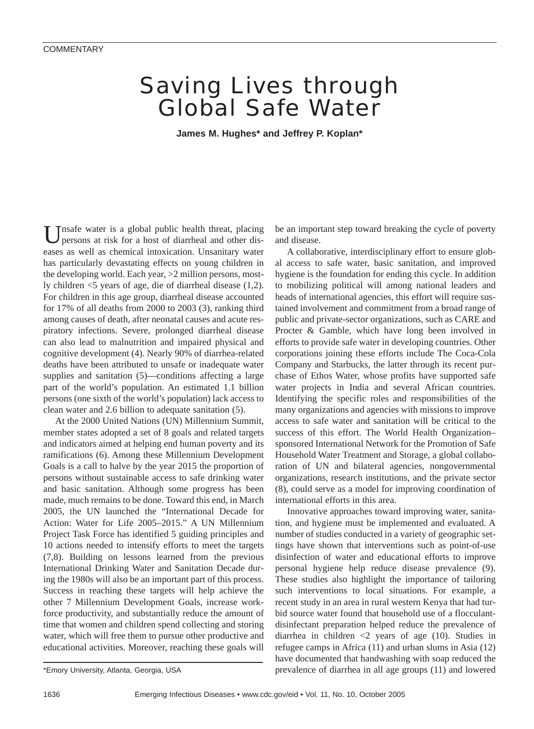COMMENTARY

# Saving Lives through Global Safe Water

**James M. Hughes\* and Jeffrey P. Koplan\***

Unsafe water is a global public health threat, placing persons at risk for a host of diarrheal and other diseases as well as chemical intoxication. Unsanitary water has particularly devastating effects on young children in the developing world. Each year, >2 million persons, mostly children <5 years of age, die of diarrheal disease (1,2). For children in this age group, diarrheal disease accounted for 17% of all deaths from 2000 to 2003 (3), ranking third among causes of death, after neonatal causes and acute respiratory infections. Severe, prolonged diarrheal disease can also lead to malnutrition and impaired physical and cognitive development (4). Nearly 90% of diarrhea-related deaths have been attributed to unsafe or inadequate water supplies and sanitation (5)—conditions affecting a large part of the world's population. An estimated 1.1 billion persons (one sixth of the world's population) lack access to clean water and 2.6 billion to adequate sanitation (5).

At the 2000 United Nations (UN) Millennium Summit, member states adopted a set of 8 goals and related targets and indicators aimed at helping end human poverty and its ramifications (6). Among these Millennium Development Goals is a call to halve by the year 2015 the proportion of persons without sustainable access to safe drinking water and basic sanitation. Although some progress has been made, much remains to be done. Toward this end, in March 2005, the UN launched the "International Decade for Action: Water for Life 2005–2015." A UN Millennium Project Task Force has identified 5 guiding principles and 10 actions needed to intensify efforts to meet the targets (7,8). Building on lessons learned from the previous International Drinking Water and Sanitation Decade during the 1980s will also be an important part of this process. Success in reaching these targets will help achieve the other 7 Millennium Development Goals, increase workforce productivity, and substantially reduce the amount of time that women and children spend collecting and storing water, which will free them to pursue other productive and educational activities. Moreover, reaching these goals will be an important step toward breaking the cycle of poverty and disease.

A collaborative, interdisciplinary effort to ensure global access to safe water, basic sanitation, and improved hygiene is the foundation for ending this cycle. In addition to mobilizing political will among national leaders and heads of international agencies, this effort will require sustained involvement and commitment from a broad range of public and private-sector organizations, such as CARE and Procter & Gamble, which have long been involved in efforts to provide safe water in developing countries. Other corporations joining these efforts include The Coca-Cola Company and Starbucks, the latter through its recent purchase of Ethos Water, whose profits have supported safe water projects in India and several African countries. Identifying the specific roles and responsibilities of the many organizations and agencies with missions to improve access to safe water and sanitation will be critical to the success of this effort. The World Health Organization–sponsored International Network for the Promotion of Safe Household Water Treatment and Storage, a global collaboration of UN and bilateral agencies, nongovernmental organizations, research institutions, and the private sector (8), could serve as a model for improving coordination of international efforts in this area.

Innovative approaches toward improving water, sanitation, and hygiene must be implemented and evaluated. A number of studies conducted in a variety of geographic settings have shown that interventions such as point-of-use disinfection of water and educational efforts to improve personal hygiene help reduce disease prevalence (9). These studies also highlight the importance of tailoring such interventions to local situations. For example, a recent study in an area in rural western Kenya that had turbid source water found that household use of a flocculant-disinfectant preparation helped reduce the prevalence of diarrhea in children <2 years of age (10). Studies in refugee camps in Africa (11) and urban slums in Asia (12) have documented that handwashing with soap reduced the prevalence of diarrhea in all age groups (11) and lowered

\*Emory University, Atlanta, Georgia, USA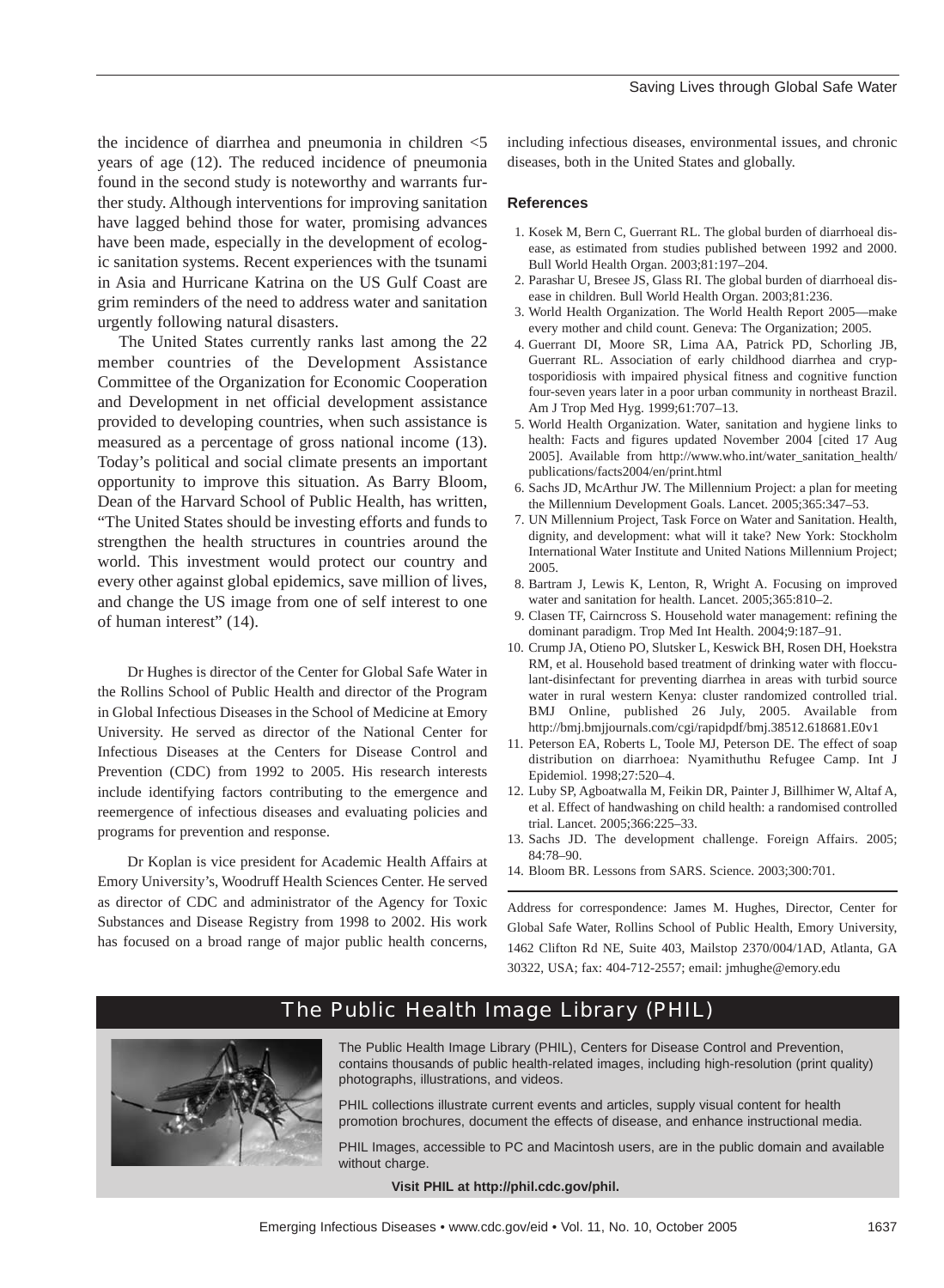the incidence of diarrhea and pneumonia in children <5 years of age (12). The reduced incidence of pneumonia found in the second study is noteworthy and warrants further study. Although interventions for improving sanitation have lagged behind those for water, promising advances have been made, especially in the development of ecologic sanitation systems. Recent experiences with the tsunami in Asia and Hurricane Katrina on the US Gulf Coast are grim reminders of the need to address water and sanitation urgently following natural disasters.

The United States currently ranks last among the 22 member countries of the Development Assistance Committee of the Organization for Economic Cooperation and Development in net official development assistance provided to developing countries, when such assistance is measured as a percentage of gross national income (13). Today's political and social climate presents an important opportunity to improve this situation. As Barry Bloom, Dean of the Harvard School of Public Health, has written, "The United States should be investing efforts and funds to strengthen the health structures in countries around the world. This investment would protect our country and every other against global epidemics, save million of lives, and change the US image from one of self interest to one of human interest" (14).

Dr Hughes is director of the Center for Global Safe Water in the Rollins School of Public Health and director of the Program in Global Infectious Diseases in the School of Medicine at Emory University. He served as director of the National Center for Infectious Diseases at the Centers for Disease Control and Prevention (CDC) from 1992 to 2005. His research interests include identifying factors contributing to the emergence and reemergence of infectious diseases and evaluating policies and programs for prevention and response.

Dr Koplan is vice president for Academic Health Affairs at Emory University's, Woodruff Health Sciences Center. He served as director of CDC and administrator of the Agency for Toxic Substances and Disease Registry from 1998 to 2002. His work has focused on a broad range of major public health concerns, including infectious diseases, environmental issues, and chronic diseases, both in the United States and globally.

## References

1. Kosek M, Bern C, Guerrant RL. The global burden of diarrhoeal disease, as estimated from studies published between 1992 and 2000. Bull World Health Organ. 2003;81:197–204.
2. Parashar U, Bresee JS, Glass RI. The global burden of diarrhoeal disease in children. Bull World Health Organ. 2003;81:236.
3. World Health Organization. The World Health Report 2005—make every mother and child count. Geneva: The Organization; 2005.
4. Guerrant DI, Moore SR, Lima AA, Patrick PD, Schorling JB, Guerrant RL. Association of early childhood diarrhea and cryptosporidiosis with impaired physical fitness and cognitive function four-seven years later in a poor urban community in northeast Brazil. Am J Trop Med Hyg. 1999;61:707–13.
5. World Health Organization. Water, sanitation and hygiene links to health: Facts and figures updated November 2004 [cited 17 Aug 2005]. Available from http://www.who.int/water_sanitation_health/publications/facts2004/en/print.html
6. Sachs JD, McArthur JW. The Millennium Project: a plan for meeting the Millennium Development Goals. Lancet. 2005;365:347–53.
7. UN Millennium Project, Task Force on Water and Sanitation. Health, dignity, and development: what will it take? New York: Stockholm International Water Institute and United Nations Millennium Project; 2005.
8. Bartram J, Lewis K, Lenton, R, Wright A. Focusing on improved water and sanitation for health. Lancet. 2005;365:810–2.
9. Clasen TF, Cairncross S. Household water management: refining the dominant paradigm. Trop Med Int Health. 2004;9:187–91.
10. Crump JA, Otieno PO, Slutsker L, Keswick BH, Rosen DH, Hoekstra RM, et al. Household based treatment of drinking water with flocculant-disinfectant for preventing diarrhea in areas with turbid source water in rural western Kenya: cluster randomized controlled trial. BMJ Online, published 26 July, 2005. Available from http://bmj.bmjjournals.com/cgi/rapidpdf/bmj.38512.618681.E0v1
11. Peterson EA, Roberts L, Toole MJ, Peterson DE. The effect of soap distribution on diarrhoea: Nyamithuthu Refugee Camp. Int J Epidemiol. 1998;27:520–4.
12. Luby SP, Agboatwalla M, Feikin DR, Painter J, Billhimer W, Altaf A, et al. Effect of handwashing on child health: a randomised controlled trial. Lancet. 2005;366:225–33.
13. Sachs JD. The development challenge. Foreign Affairs. 2005; 84:78–90.
14. Bloom BR. Lessons from SARS. Science. 2003;300:701.

Address for correspondence: James M. Hughes, Director, Center for Global Safe Water, Rollins School of Public Health, Emory University, 1462 Clifton Rd NE, Suite 403, Mailstop 2370/004/1AD, Atlanta, GA 30322, USA; fax: 404-712-2557; email: jmhughe@emory.edu

## The Public Health Image Library (PHIL)

The Public Health Image Library (PHIL), Centers for Disease Control and Prevention, contains thousands of public health-related images, including high-resolution (print quality) photographs, illustrations, and videos.

PHIL collections illustrate current events and articles, supply visual content for health promotion brochures, document the effects of disease, and enhance instructional media.

PHIL Images, accessible to PC and Macintosh users, are in the public domain and available without charge.

**Visit PHIL at http://phil.cdc.gov/phil.**